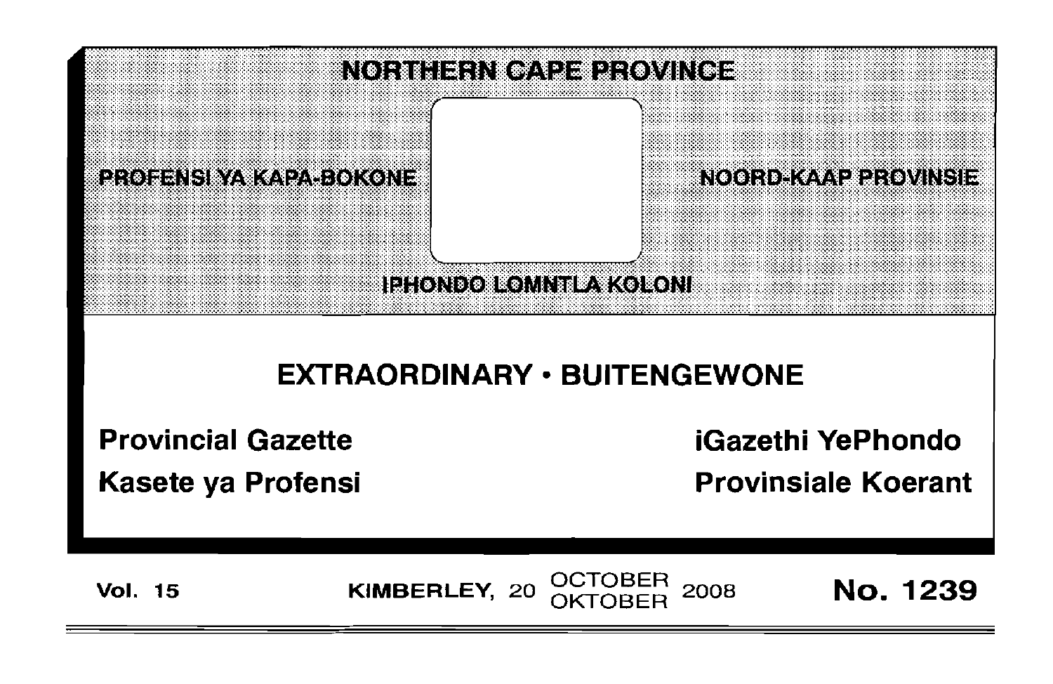# NORTHERN CAPE PROVINCE

PROFENSI YA KAPA-BOKONE

NOORD-KAAP PROVINSIE

IPHONDO LOMNTLA KOLONI

## EXTRAORDINARY • BUITENGEWONE

**Provincial Gazette**

**Kasete ya Profensi**

**iGazethi YePhondo**

**Provinsiale Koerant**

**Vol. 15** KIMBERLEY, 20 OCTOBER OKTOBER 2008 **No. 1239**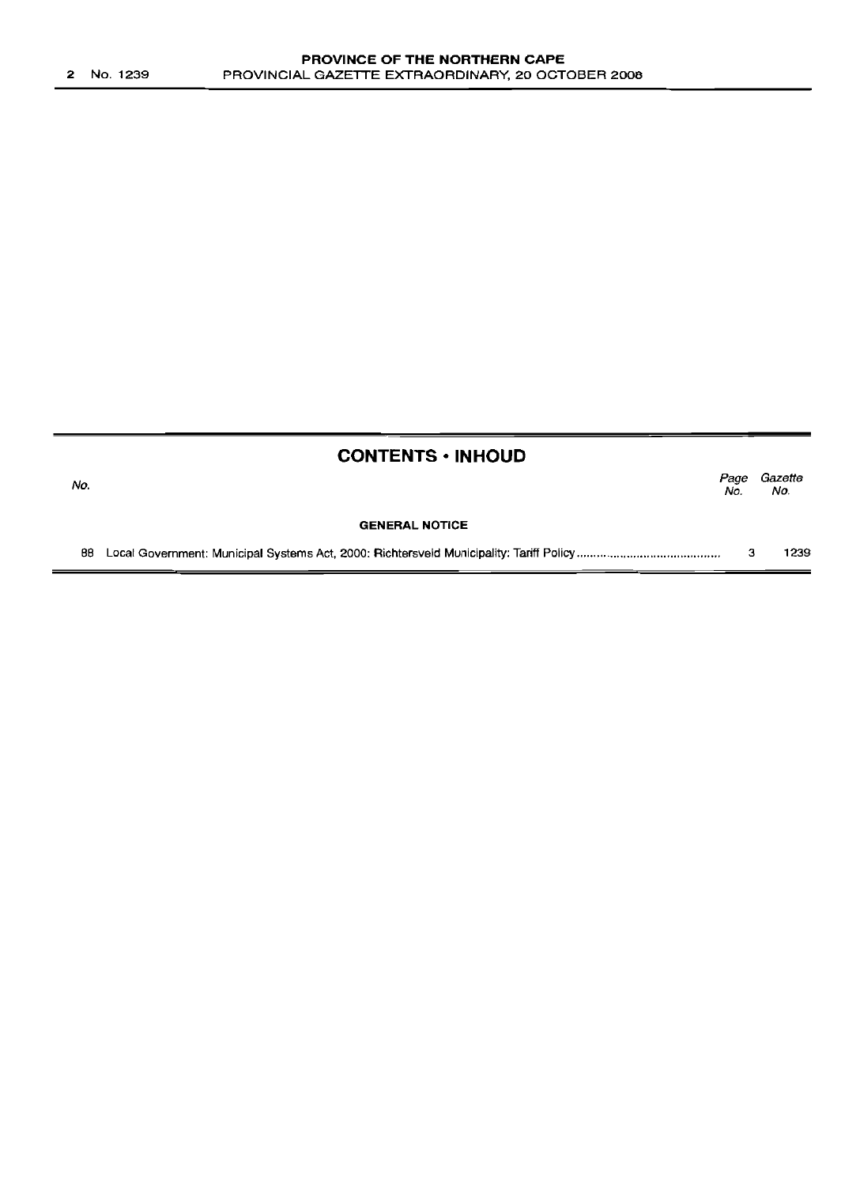## CONTENTS • INHOUD

| No. | | Page No. | Gazette No. |
|---|---|---|---|
| | **GENERAL NOTICE** | | |
| 88 | Local Government: Municipal Systems Act, 2000: Richtersveld Municipality: Tariff Policy | 3 | 1239 |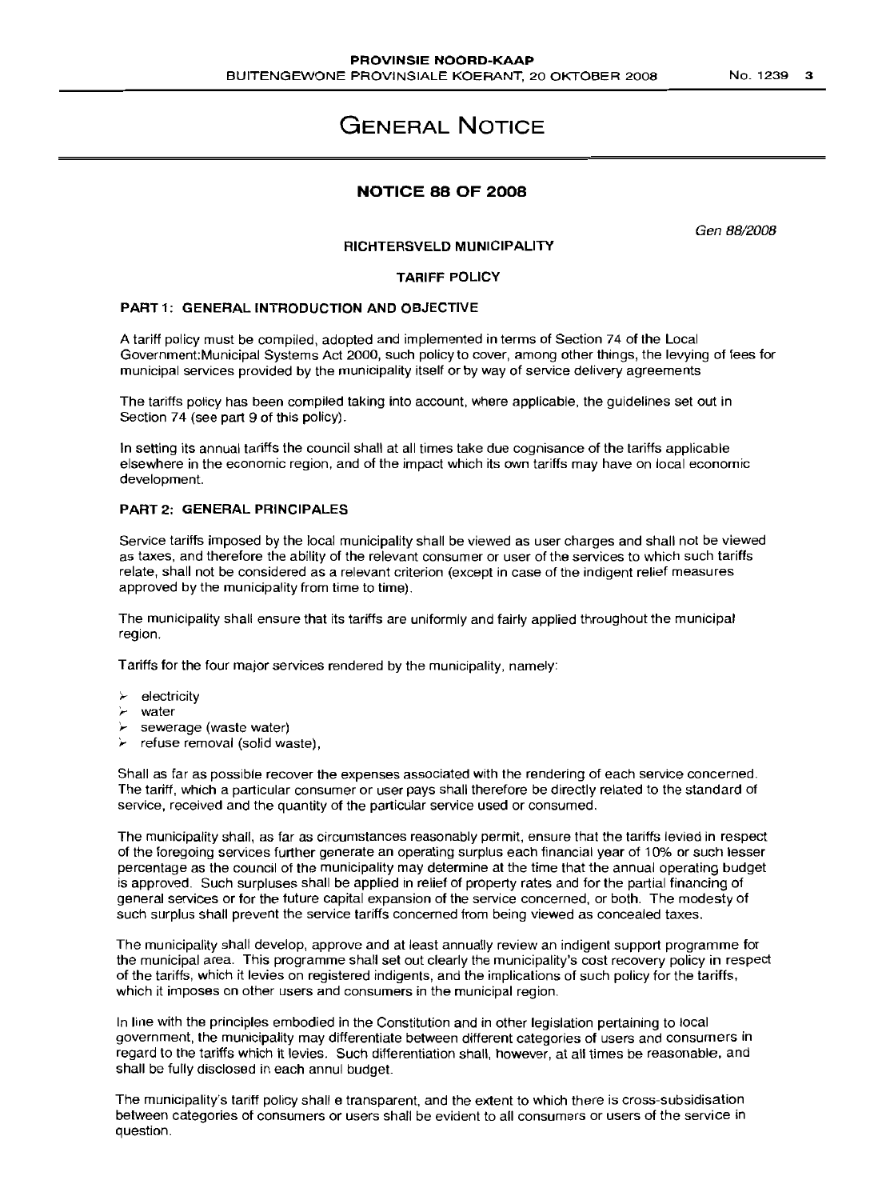# GENERAL NOTICE

## NOTICE 88 OF 2008

*Gen 88/2008*

**RICHTERSVELD MUNICIPALITY**

**TARIFF POLICY**

### PART 1: GENERAL INTRODUCTION AND OBJECTIVE

A tariff policy must be compiled, adopted and implemented in terms of Section 74 of the Local Government:Municipal Systems Act 2000, such policy to cover, among other things, the levying of fees for municipal services provided by the municipality itself or by way of service delivery agreements

The tariffs policy has been compiled taking into account, where applicable, the guidelines set out in Section 74 (see part 9 of this policy).

In setting its annual tariffs the council shall at all times take due cognisance of the tariffs applicable elsewhere in the economic region, and of the impact which its own tariffs may have on local economic development.

### PART 2: GENERAL PRINCIPALES

Service tariffs imposed by the local municipality shall be viewed as user charges and shall not be viewed as taxes, and therefore the ability of the relevant consumer or user of the services to which such tariffs relate, shall not be considered as a relevant criterion (except in case of the indigent relief measures approved by the municipality from time to time).

The municipality shall ensure that its tariffs are uniformly and fairly applied throughout the municipal region.

Tariffs for the four major services rendered by the municipality, namely:

- electricity
- water
- sewerage (waste water)
- refuse removal (solid waste),

Shall as far as possible recover the expenses associated with the rendering of each service concerned. The tariff, which a particular consumer or user pays shall therefore be directly related to the standard of service, received and the quantity of the particular service used or consumed.

The municipality shall, as far as circumstances reasonably permit, ensure that the tariffs levied in respect of the foregoing services further generate an operating surplus each financial year of 10% or such lesser percentage as the council of the municipality may determine at the time that the annual operating budget is approved. Such surpluses shall be applied in relief of property rates and for the partial financing of general services or for the future capital expansion of the service concerned, or both. The modesty of such surplus shall prevent the service tariffs concerned from being viewed as concealed taxes.

The municipality shall develop, approve and at least annually review an indigent support programme for the municipal area. This programme shall set out clearly the municipality's cost recovery policy in respect of the tariffs, which it levies on registered indigents, and the implications of such policy for the tariffs, which it imposes on other users and consumers in the municipal region.

In line with the principles embodied in the Constitution and in other legislation pertaining to local government, the municipality may differentiate between different categories of users and consumers in regard to the tariffs which it levies. Such differentiation shall, however, at all times be reasonable, and shall be fully disclosed in each annul budget.

The municipality's tariff policy shall e transparent, and the extent to which there is cross-subsidisation between categories of consumers or users shall be evident to all consumers or users of the service in question.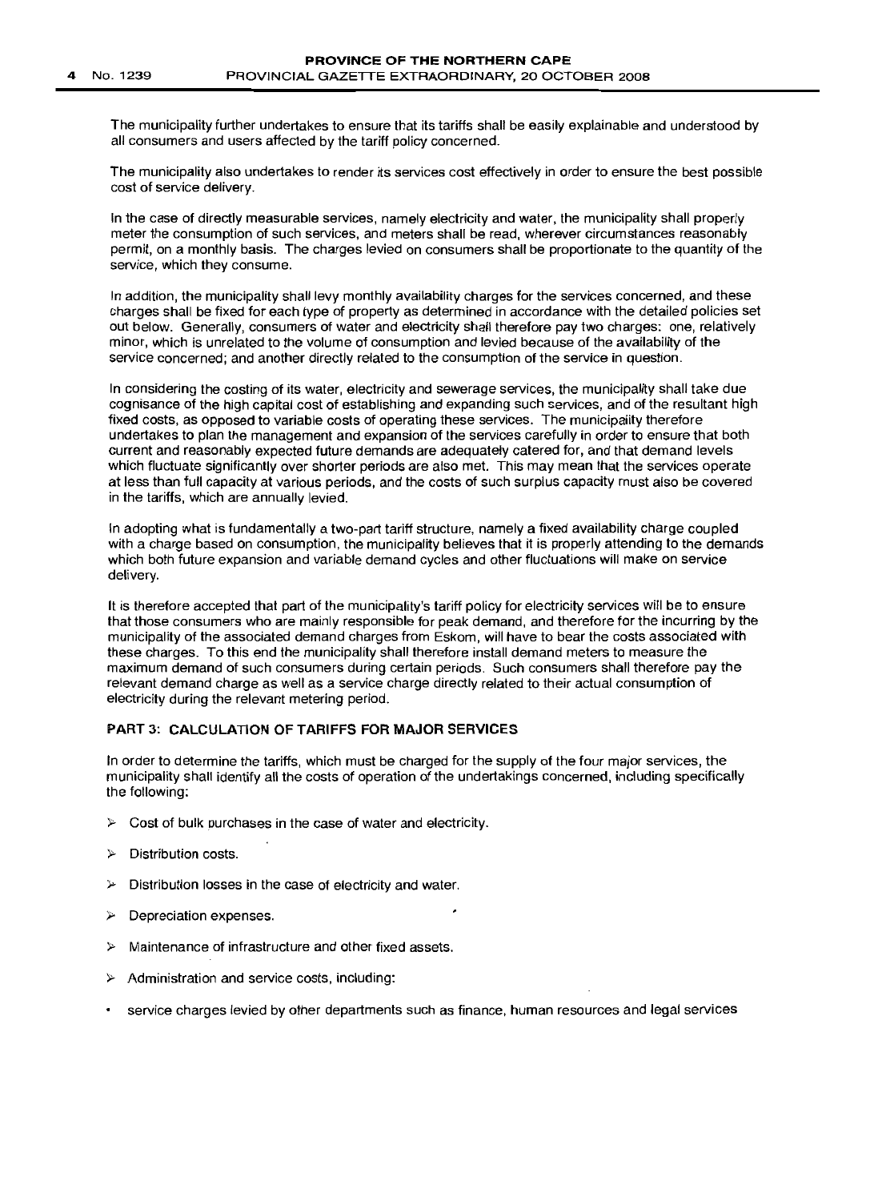The municipality further undertakes to ensure that its tariffs shall be easily explainable and understood by all consumers and users affected by the tariff policy concerned.

The municipality also undertakes to render its services cost effectively in order to ensure the best possible cost of service delivery.

In the case of directly measurable services, namely electricity and water, the municipality shall properly meter the consumption of such services, and meters shall be read, wherever circumstances reasonably permit, on a monthly basis. The charges levied on consumers shall be proportionate to the quantity of the service, which they consume.

In addition, the municipality shall levy monthly availability charges for the services concerned, and these charges shall be fixed for each type of property as determined in accordance with the detailed policies set out below. Generally, consumers of water and electricity shall therefore pay two charges: one, relatively minor, which is unrelated to the volume of consumption and levied because of the availability of the service concerned; and another directly related to the consumption of the service in question.

In considering the costing of its water, electricity and sewerage services, the municipality shall take due cognisance of the high capital cost of establishing and expanding such services, and of the resultant high fixed costs, as opposed to variable costs of operating these services. The municipality therefore undertakes to plan the management and expansion of the services carefully in order to ensure that both current and reasonably expected future demands are adequately catered for, and that demand levels which fluctuate significantly over shorter periods are also met. This may mean that the services operate at less than full capacity at various periods, and the costs of such surplus capacity must also be covered in the tariffs, which are annually levied.

In adopting what is fundamentally a two-part tariff structure, namely a fixed availability charge coupled with a charge based on consumption, the municipality believes that it is properly attending to the demands which both future expansion and variable demand cycles and other fluctuations will make on service delivery.

It is therefore accepted that part of the municipality's tariff policy for electricity services will be to ensure that those consumers who are mainly responsible for peak demand, and therefore for the incurring by the municipality of the associated demand charges from Eskom, will have to bear the costs associated with these charges. To this end the municipality shall therefore install demand meters to measure the maximum demand of such consumers during certain periods. Such consumers shall therefore pay the relevant demand charge as well as a service charge directly related to their actual consumption of electricity during the relevant metering period.

## PART 3: CALCULATION OF TARIFFS FOR MAJOR SERVICES

In order to determine the tariffs, which must be charged for the supply of the four major services, the municipality shall identify all the costs of operation of the undertakings concerned, including specifically the following:

- Cost of bulk purchases in the case of water and electricity.
- Distribution costs.
- Distribution losses in the case of electricity and water.
- Depreciation expenses.
- Maintenance of infrastructure and other fixed assets.
- Administration and service costs, including:
  - service charges levied by other departments such as finance, human resources and legal services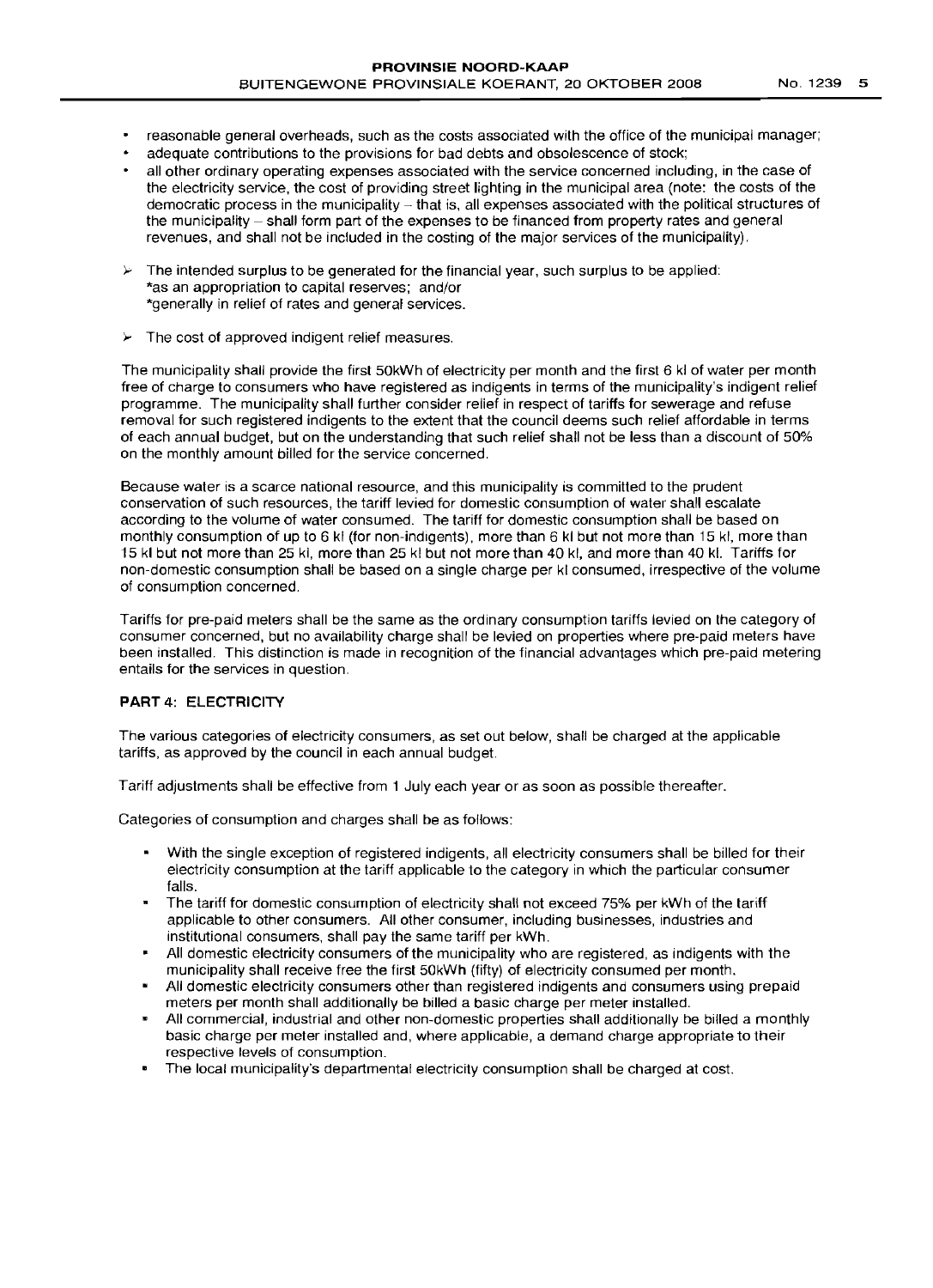- reasonable general overheads, such as the costs associated with the office of the municipal manager;
- adequate contributions to the provisions for bad debts and obsolescence of stock;
- all other ordinary operating expenses associated with the service concerned including, in the case of the electricity service, the cost of providing street lighting in the municipal area (note: the costs of the democratic process in the municipality – that is, all expenses associated with the political structures of the municipality – shall form part of the expenses to be financed from property rates and general revenues, and shall not be included in the costing of the major services of the municipality).

➢ The intended surplus to be generated for the financial year, such surplus to be applied:
*as an appropriation to capital reserves; and/or
*generally in relief of rates and general services.

➢ The cost of approved indigent relief measures.

The municipality shall provide the first 50kWh of electricity per month and the first 6 kl of water per month free of charge to consumers who have registered as indigents in terms of the municipality's indigent relief programme. The municipality shall further consider relief in respect of tariffs for sewerage and refuse removal for such registered indigents to the extent that the council deems such relief affordable in terms of each annual budget, but on the understanding that such relief shall not be less than a discount of 50% on the monthly amount billed for the service concerned.

Because water is a scarce national resource, and this municipality is committed to the prudent conservation of such resources, the tariff levied for domestic consumption of water shall escalate according to the volume of water consumed. The tariff for domestic consumption shall be based on monthly consumption of up to 6 kl (for non-indigents), more than 6 kl but not more than 15 kl, more than 15 kl but not more than 25 kl, more than 25 kl but not more than 40 kl, and more than 40 kl. Tariffs for non-domestic consumption shall be based on a single charge per kl consumed, irrespective of the volume of consumption concerned.

Tariffs for pre-paid meters shall be the same as the ordinary consumption tariffs levied on the category of consumer concerned, but no availability charge shall be levied on properties where pre-paid meters have been installed. This distinction is made in recognition of the financial advantages which pre-paid metering entails for the services in question.

**PART 4: ELECTRICITY**

The various categories of electricity consumers, as set out below, shall be charged at the applicable tariffs, as approved by the council in each annual budget.

Tariff adjustments shall be effective from 1 July each year or as soon as possible thereafter.

Categories of consumption and charges shall be as follows:

- With the single exception of registered indigents, all electricity consumers shall be billed for their electricity consumption at the tariff applicable to the category in which the particular consumer falls.
- The tariff for domestic consumption of electricity shall not exceed 75% per kWh of the tariff applicable to other consumers. All other consumer, including businesses, industries and institutional consumers, shall pay the same tariff per kWh.
- All domestic electricity consumers of the municipality who are registered, as indigents with the municipality shall receive free the first 50kWh (fifty) of electricity consumed per month.
- All domestic electricity consumers other than registered indigents and consumers using prepaid meters per month shall additionally be billed a basic charge per meter installed.
- All commercial, industrial and other non-domestic properties shall additionally be billed a monthly basic charge per meter installed and, where applicable, a demand charge appropriate to their respective levels of consumption.
- The local municipality's departmental electricity consumption shall be charged at cost.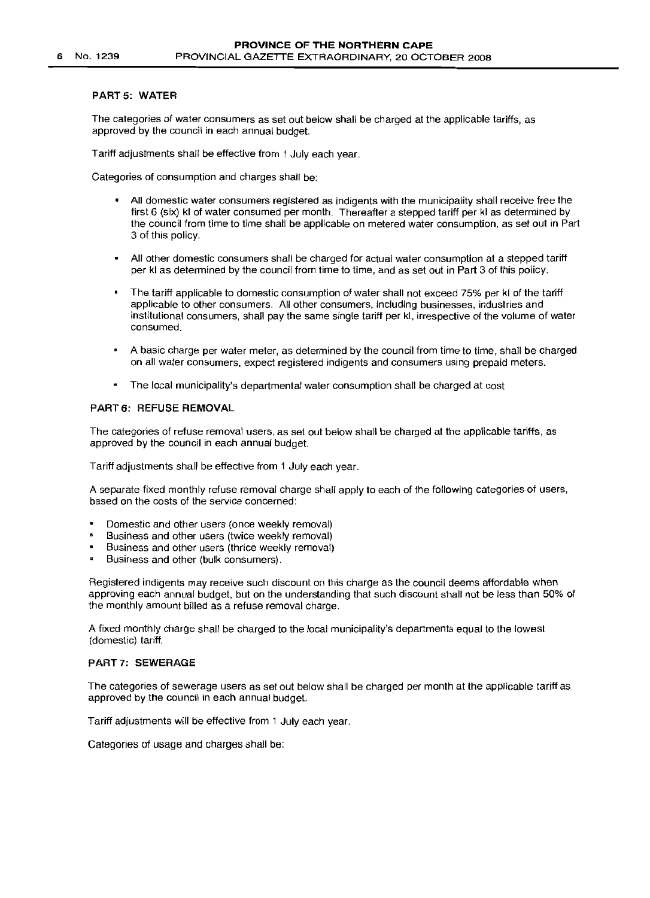### PART 5: WATER

The categories of water consumers as set out below shall be charged at the applicable tariffs, as approved by the council in each annual budget.

Tariff adjustments shall be effective from 1 July each year.

Categories of consumption and charges shall be:

- All domestic water consumers registered as indigents with the municipality shall receive free the first 6 (six) kl of water consumed per month. Thereafter a stepped tariff per kl as determined by the council from time to time shall be applicable on metered water consumption, as set out in Part 3 of this policy.
- All other domestic consumers shall be charged for actual water consumption at a stepped tariff per kl as determined by the council from time to time, and as set out in Part 3 of this policy.
- The tariff applicable to domestic consumption of water shall not exceed 75% per kl of the tariff applicable to other consumers. All other consumers, including businesses, industries and institutional consumers, shall pay the same single tariff per kl, irrespective of the volume of water consumed.
- A basic charge per water meter, as determined by the council from time to time, shall be charged on all water consumers, expect registered indigents and consumers using prepaid meters.
- The local municipality's departmental water consumption shall be charged at cost

### PART 6: REFUSE REMOVAL

The categories of refuse removal users, as set out below shall be charged at the applicable tariffs, as approved by the council in each annual budget.

Tariff adjustments shall be effective from 1 July each year.

A separate fixed monthly refuse removal charge shall apply to each of the following categories of users, based on the costs of the service concerned:

- Domestic and other users (once weekly removal)
- Business and other users (twice weekly removal)
- Business and other users (thrice weekly removal)
- Business and other (bulk consumers).

Registered indigents may receive such discount on this charge as the council deems affordable when approving each annual budget, but on the understanding that such discount shall not be less than 50% of the monthly amount billed as a refuse removal charge.

A fixed monthly charge shall be charged to the local municipality's departments equal to the lowest (domestic) tariff.

### PART 7: SEWERAGE

The categories of sewerage users as set out below shall be charged per month at the applicable tariff as approved by the council in each annual budget.

Tariff adjustments will be effective from 1 July each year.

Categories of usage and charges shall be: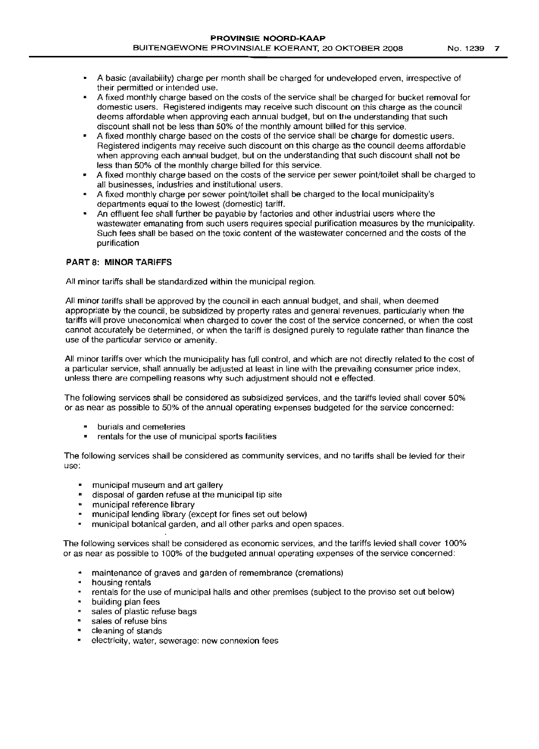- A basic (availability) charge per month shall be charged for undeveloped erven, irrespective of their permitted or intended use.
- A fixed monthly charge based on the costs of the service shall be charged for bucket removal for domestic users. Registered indigents may receive such discount on this charge as the council deems affordable when approving each annual budget, but on the understanding that such discount shall not be less than 50% of the monthly amount billed for this service.
- A fixed monthly charge based on the costs of the service shall be charge for domestic users. Registered indigents may receive such discount on this charge as the council deems affordable when approving each annual budget, but on the understanding that such discount shall not be less than 50% of the monthly charge billed for this service.
- A fixed monthly charge based on the costs of the service per sewer point/toilet shall be charged to all businesses, industries and institutional users.
- A fixed monthly charge per sewer point/toilet shall be charged to the local municipality's departments equal to the lowest (domestic) tariff.
- An effluent fee shall further be payable by factories and other industrial users where the wastewater emanating from such users requires special purification measures by the municipality. Such fees shall be based on the toxic content of the wastewater concerned and the costs of the purification

**PART 8: MINOR TARIFFS**

All minor tariffs shall be standardized within the municipal region.

All minor tariffs shall be approved by the council in each annual budget, and shall, when deemed appropriate by the council, be subsidized by property rates and general revenues, particularly when the tariffs will prove uneconomical when charged to cover the cost of the service concerned, or when the cost cannot accurately be determined, or when the tariff is designed purely to regulate rather than finance the use of the particular service or amenity.

All minor tariffs over which the municipality has full control, and which are not directly related to the cost of a particular service, shall annually be adjusted at least in line with the prevailing consumer price index, unless there are compelling reasons why such adjustment should not e effected.

The following services shall be considered as subsidized services, and the tariffs levied shall cover 50% or as near as possible to 50% of the annual operating expenses budgeted for the service concerned:

- burials and cemeteries
- rentals for the use of municipal sports facilities

The following services shall be considered as community services, and no tariffs shall be levied for their use:

- municipal museum and art gallery
- disposal of garden refuse at the municipal tip site
- municipal reference library
- municipal lending library (except for fines set out below)
- municipal botanical garden, and all other parks and open spaces.

The following services shall be considered as economic services, and the tariffs levied shall cover 100% or as near as possible to 100% of the budgeted annual operating expenses of the service concerned:

- maintenance of graves and garden of remembrance (cremations)
- housing rentals
- rentals for the use of municipal halls and other premises (subject to the proviso set out below)
- building plan fees
- sales of plastic refuse bags
- sales of refuse bins
- cleaning of stands
- electricity, water, sewerage: new connexion fees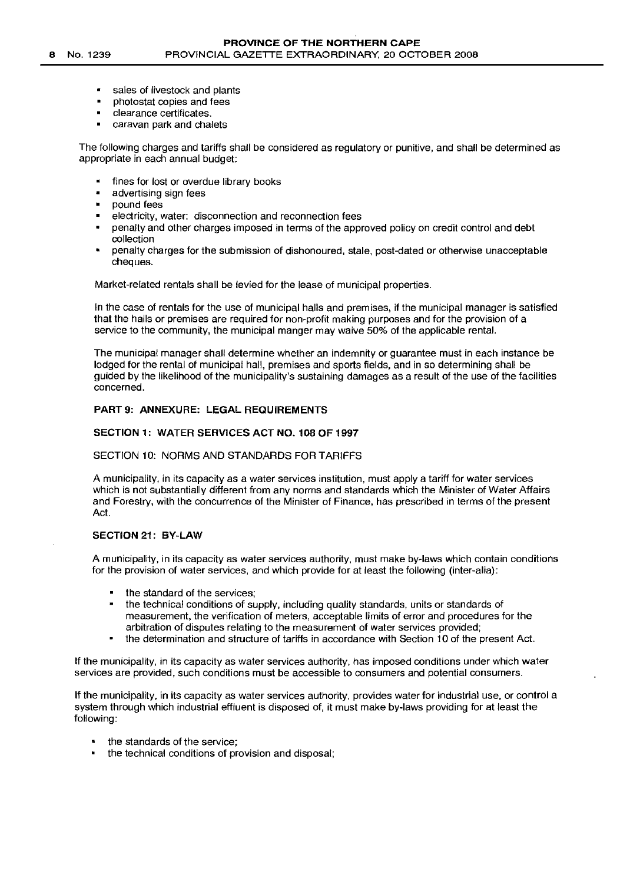- sales of livestock and plants
- photostat copies and fees
- clearance certificates.
- caravan park and chalets

The following charges and tariffs shall be considered as regulatory or punitive, and shall be determined as appropriate in each annual budget:

- fines for lost or overdue library books
- advertising sign fees
- pound fees
- electricity, water: disconnection and reconnection fees
- penalty and other charges imposed in terms of the approved policy on credit control and debt collection
- penalty charges for the submission of dishonoured, stale, post-dated or otherwise unacceptable cheques.

Market-related rentals shall be levied for the lease of municipal properties.

In the case of rentals for the use of municipal halls and premises, if the municipal manager is satisfied that the halls or premises are required for non-profit making purposes and for the provision of a service to the community, the municipal manger may waive 50% of the applicable rental.

The municipal manager shall determine whether an indemnity or guarantee must in each instance be lodged for the rental of municipal hall, premises and sports fields, and in so determining shall be guided by the likelihood of the municipality's sustaining damages as a result of the use of the facilities concerned.

## PART 9: ANNEXURE: LEGAL REQUIREMENTS

### SECTION 1: WATER SERVICES ACT NO. 108 OF 1997

SECTION 10: NORMS AND STANDARDS FOR TARIFFS

A municipality, in its capacity as a water services institution, must apply a tariff for water services which is not substantially different from any norms and standards which the Minister of Water Affairs and Forestry, with the concurrence of the Minister of Finance, has prescribed in terms of the present Act.

### SECTION 21: BY-LAW

A municipality, in its capacity as water services authority, must make by-laws which contain conditions for the provision of water services, and which provide for at least the following (inter-alia):

- the standard of the services;
- the technical conditions of supply, including quality standards, units or standards of measurement, the verification of meters, acceptable limits of error and procedures for the arbitration of disputes relating to the measurement of water services provided;
- the determination and structure of tariffs in accordance with Section 10 of the present Act.

If the municipality, in its capacity as water services authority, has imposed conditions under which water services are provided, such conditions must be accessible to consumers and potential consumers.

If the municipality, in its capacity as water services authority, provides water for industrial use, or control a system through which industrial effluent is disposed of, it must make by-laws providing for at least the following:

- the standards of the service;
- the technical conditions of provision and disposal;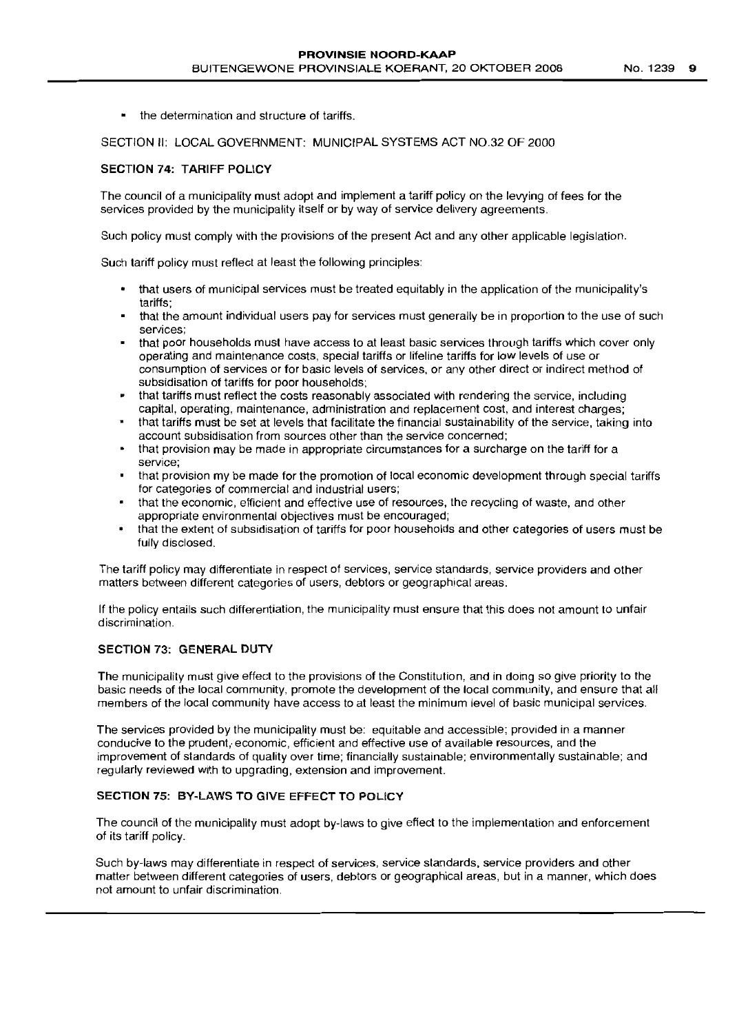- the determination and structure of tariffs.

SECTION II: LOCAL GOVERNMENT: MUNICIPAL SYSTEMS ACT NO.32 OF 2000

### SECTION 74: TARIFF POLICY

The council of a municipality must adopt and implement a tariff policy on the levying of fees for the services provided by the municipality itself or by way of service delivery agreements.

Such policy must comply with the provisions of the present Act and any other applicable legislation.

Such tariff policy must reflect at least the following principles:

- that users of municipal services must be treated equitably in the application of the municipality's tariffs;
- that the amount individual users pay for services must generally be in proportion to the use of such services;
- that poor households must have access to at least basic services through tariffs which cover only operating and maintenance costs, special tariffs or lifeline tariffs for low levels of use or consumption of services or for basic levels of services, or any other direct or indirect method of subsidisation of tariffs for poor households;
- that tariffs must reflect the costs reasonably associated with rendering the service, including capital, operating, maintenance, administration and replacement cost, and interest charges;
- that tariffs must be set at levels that facilitate the financial sustainability of the service, taking into account subsidisation from sources other than the service concerned;
- that provision may be made in appropriate circumstances for a surcharge on the tariff for a service;
- that provision my be made for the promotion of local economic development through special tariffs for categories of commercial and industrial users;
- that the economic, efficient and effective use of resources, the recycling of waste, and other appropriate environmental objectives must be encouraged;
- that the extent of subsidisation of tariffs for poor households and other categories of users must be fully disclosed.

The tariff policy may differentiate in respect of services, service standards, service providers and other matters between different categories of users, debtors or geographical areas.

If the policy entails such differentiation, the municipality must ensure that this does not amount to unfair discrimination.

### SECTION 73: GENERAL DUTY

The municipality must give effect to the provisions of the Constitution, and in doing so give priority to the basic needs of the local community, promote the development of the local community, and ensure that all members of the local community have access to at least the minimum level of basic municipal services.

The services provided by the municipality must be: equitable and accessible; provided in a manner conducive to the prudent, economic, efficient and effective use of available resources, and the improvement of standards of quality over time; financially sustainable; environmentally sustainable; and regularly reviewed with to upgrading, extension and improvement.

### SECTION 75: BY-LAWS TO GIVE EFFECT TO POLICY

The council of the municipality must adopt by-laws to give effect to the implementation and enforcement of its tariff policy.

Such by-laws may differentiate in respect of services, service standards, service providers and other matter between different categories of users, debtors or geographical areas, but in a manner, which does not amount to unfair discrimination.